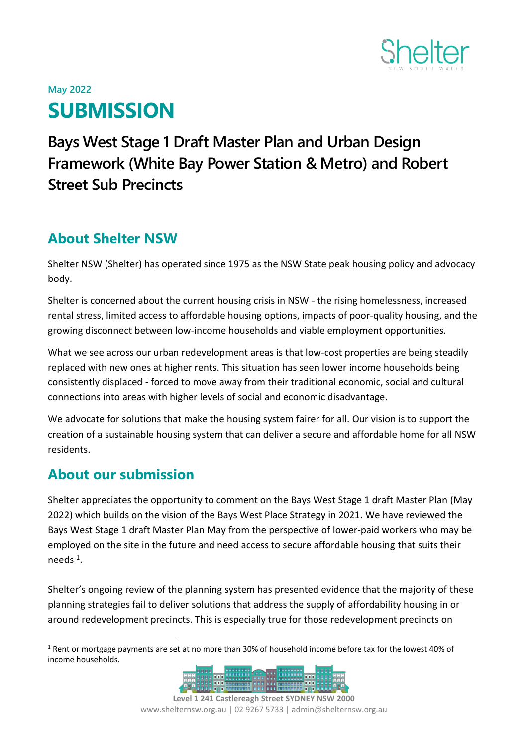May 2022

# SUBMISSION

## Bays West Stage 1 Draft Master Plan and Urban Design Framework (White Bay Power Station & Metro) and Robert Street Sub Precincts

## About Shelter NSW

Shelter NSW (Shelter) has operated since 1975 as the NSW State peak housing policy and advocacy body.

Shelter is concerned about the current housing crisis in NSW - the rising homelessness, increased rental stress, limited access to affordable housing options, impacts of poor-quality housing, and the growing disconnect between low-income households and viable employment opportunities.

What we see across our urban redevelopment areas is that low-cost properties are being steadily replaced with new ones at higher rents. This situation has seen lower income households being consistently displaced - forced to move away from their traditional economic, social and cultural connections into areas with higher levels of social and economic disadvantage.

We advocate for solutions that make the housing system fairer for all. Our vision is to support the creation of a sustainable housing system that can deliver a secure and affordable home for all NSW residents.

## About our submission

Shelter appreciates the opportunity to comment on the Bays West Stage 1 draft Master Plan (May 2022) which builds on the vision of the Bays West Place Strategy in 2021. We have reviewed the Bays West Stage 1 draft Master Plan May from the perspective of lower-paid workers who may be employed on the site in the future and need access to secure affordable housing that suits their needs [1].

Shelter's ongoing review of the planning system has presented evidence that the majority of these planning strategies fail to deliver solutions that address the supply of affordability housing in or around redevelopment precincts. This is especially true for those redevelopment precincts on

[1] Rent or mortgage payments are set at no more than 30% of household income before tax for the lowest 40% of income households.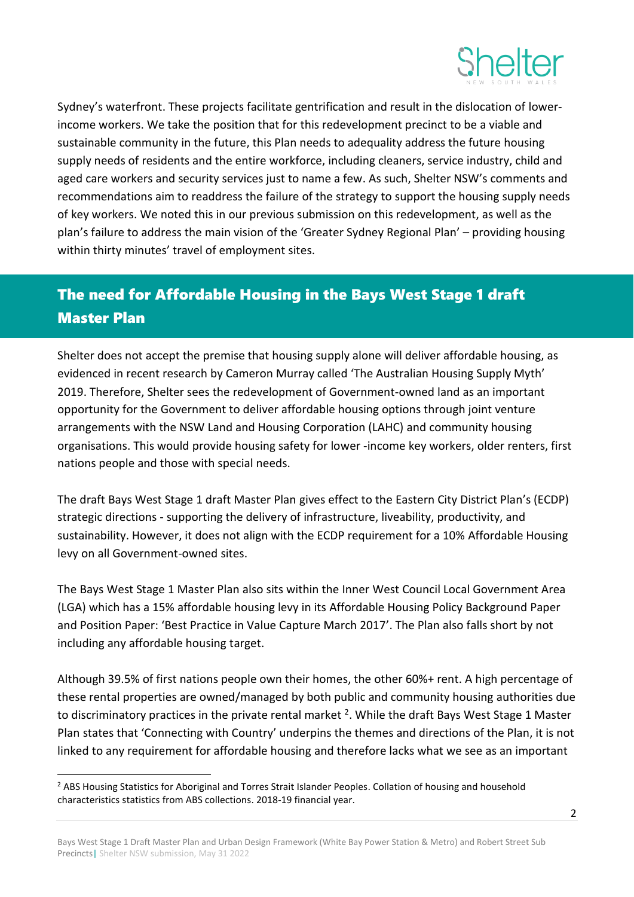Sydney's waterfront. These projects facilitate gentrification and result in the dislocation of lower-income workers. We take the position that for this redevelopment precinct to be a viable and sustainable community in the future, this Plan needs to adequality address the future housing supply needs of residents and the entire workforce, including cleaners, service industry, child and aged care workers and security services just to name a few. As such, Shelter NSW's comments and recommendations aim to readdress the failure of the strategy to support the housing supply needs of key workers. We noted this in our previous submission on this redevelopment, as well as the plan's failure to address the main vision of the 'Greater Sydney Regional Plan' – providing housing within thirty minutes' travel of employment sites.

## The need for Affordable Housing in the Bays West Stage 1 draft Master Plan

Shelter does not accept the premise that housing supply alone will deliver affordable housing, as evidenced in recent research by Cameron Murray called 'The Australian Housing Supply Myth' 2019. Therefore, Shelter sees the redevelopment of Government-owned land as an important opportunity for the Government to deliver affordable housing options through joint venture arrangements with the NSW Land and Housing Corporation (LAHC) and community housing organisations. This would provide housing safety for lower -income key workers, older renters, first nations people and those with special needs.

The draft Bays West Stage 1 draft Master Plan gives effect to the Eastern City District Plan's (ECDP) strategic directions - supporting the delivery of infrastructure, liveability, productivity, and sustainability. However, it does not align with the ECDP requirement for a 10% Affordable Housing levy on all Government-owned sites.

The Bays West Stage 1 Master Plan also sits within the Inner West Council Local Government Area (LGA) which has a 15% affordable housing levy in its Affordable Housing Policy Background Paper and Position Paper: 'Best Practice in Value Capture March 2017'. The Plan also falls short by not including any affordable housing target.

Although 39.5% of first nations people own their homes, the other 60%+ rent. A high percentage of these rental properties are owned/managed by both public and community housing authorities due to discriminatory practices in the private rental market [2]. While the draft Bays West Stage 1 Master Plan states that 'Connecting with Country' underpins the themes and directions of the Plan, it is not linked to any requirement for affordable housing and therefore lacks what we see as an important

[2] ABS Housing Statistics for Aboriginal and Torres Strait Islander Peoples. Collation of housing and household characteristics statistics from ABS collections. 2018-19 financial year.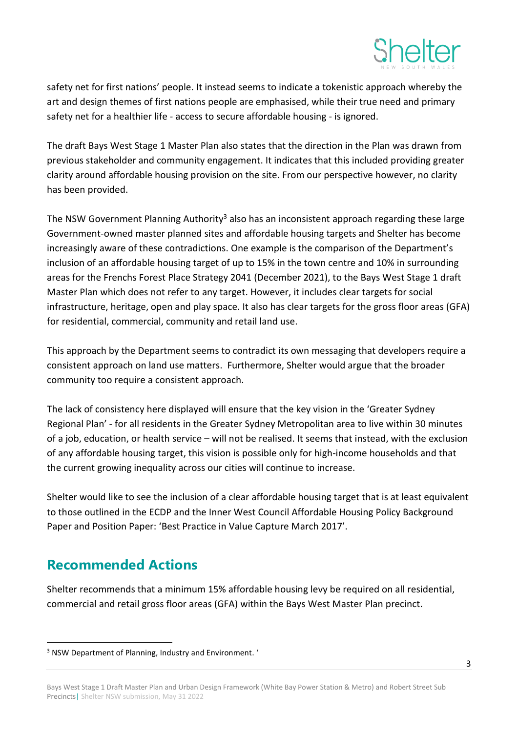safety net for first nations' people. It instead seems to indicate a tokenistic approach whereby the art and design themes of first nations people are emphasised, while their true need and primary safety net for a healthier life - access to secure affordable housing - is ignored.

The draft Bays West Stage 1 Master Plan also states that the direction in the Plan was drawn from previous stakeholder and community engagement. It indicates that this included providing greater clarity around affordable housing provision on the site. From our perspective however, no clarity has been provided.

The NSW Government Planning Authority[3] also has an inconsistent approach regarding these large Government-owned master planned sites and affordable housing targets and Shelter has become increasingly aware of these contradictions. One example is the comparison of the Department's inclusion of an affordable housing target of up to 15% in the town centre and 10% in surrounding areas for the Frenchs Forest Place Strategy 2041 (December 2021), to the Bays West Stage 1 draft Master Plan which does not refer to any target. However, it includes clear targets for social infrastructure, heritage, open and play space. It also has clear targets for the gross floor areas (GFA) for residential, commercial, community and retail land use.

This approach by the Department seems to contradict its own messaging that developers require a consistent approach on land use matters. Furthermore, Shelter would argue that the broader community too require a consistent approach.

The lack of consistency here displayed will ensure that the key vision in the 'Greater Sydney Regional Plan' - for all residents in the Greater Sydney Metropolitan area to live within 30 minutes of a job, education, or health service – will not be realised. It seems that instead, with the exclusion of any affordable housing target, this vision is possible only for high-income households and that the current growing inequality across our cities will continue to increase.

Shelter would like to see the inclusion of a clear affordable housing target that is at least equivalent to those outlined in the ECDP and the Inner West Council Affordable Housing Policy Background Paper and Position Paper: 'Best Practice in Value Capture March 2017'.

## Recommended Actions

Shelter recommends that a minimum 15% affordable housing levy be required on all residential, commercial and retail gross floor areas (GFA) within the Bays West Master Plan precinct.

---

[3] NSW Department of Planning, Industry and Environment. '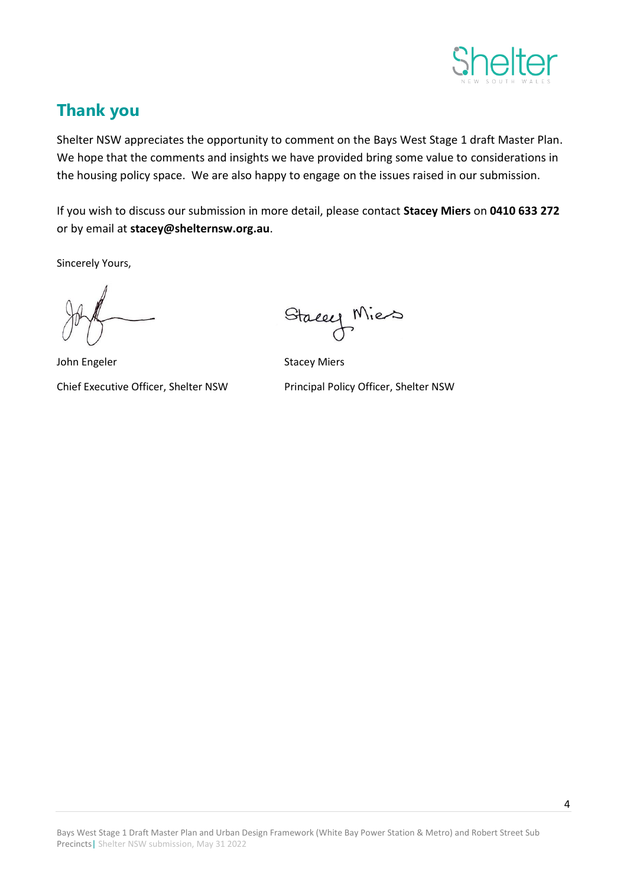## Thank you

Shelter NSW appreciates the opportunity to comment on the Bays West Stage 1 draft Master Plan. We hope that the comments and insights we have provided bring some value to considerations in the housing policy space. We are also happy to engage on the issues raised in our submission.

If you wish to discuss our submission in more detail, please contact **Stacey Miers** on **0410 633 272** or by email at **stacey@sheltersnsw.org.au**.

Sincerely Yours,

John Engeler

Chief Executive Officer, Shelter NSW

Stacey Miers

Principal Policy Officer, Shelter NSW